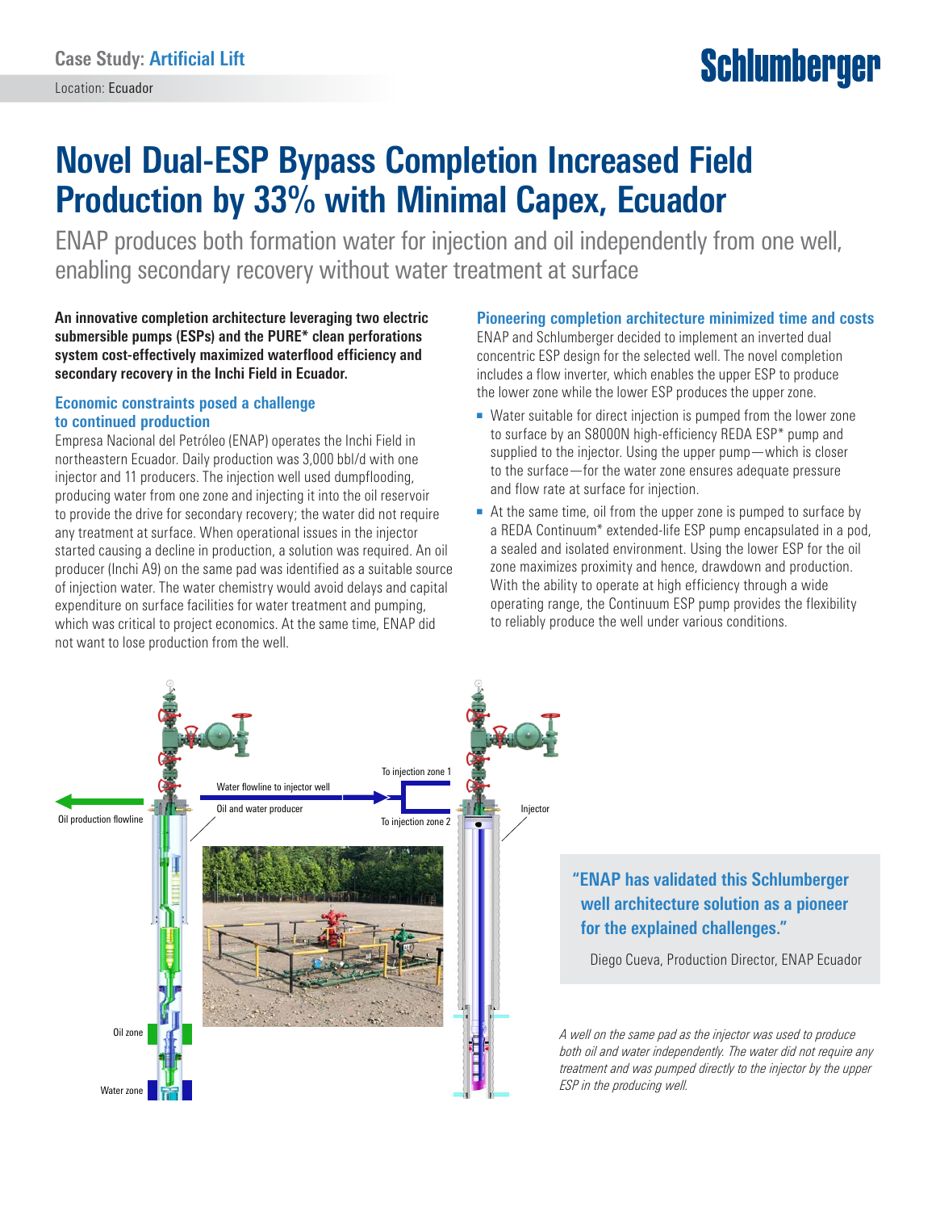Case Study: Artificial Lift

Location: Ecuador

# Novel Dual-ESP Bypass Completion Increased Field Production by 33% with Minimal Capex, Ecuador

ENAP produces both formation water for injection and oil independently from one well, enabling secondary recovery without water treatment at surface

**An innovative completion architecture leveraging two electric submersible pumps (ESPs) and the PURE* clean perforations system cost-effectively maximized waterflood efficiency and secondary recovery in the Inchi Field in Ecuador.**

## Economic constraints posed a challenge to continued production

Empresa Nacional del Petróleo (ENAP) operates the Inchi Field in northeastern Ecuador. Daily production was 3,000 bbl/d with one injector and 11 producers. The injection well used dumpflooding, producing water from one zone and injecting it into the oil reservoir to provide the drive for secondary recovery; the water did not require any treatment at surface. When operational issues in the injector started causing a decline in production, a solution was required. An oil producer (Inchi A9) on the same pad was identified as a suitable source of injection water. The water chemistry would avoid delays and capital expenditure on surface facilities for water treatment and pumping, which was critical to project economics. At the same time, ENAP did not want to lose production from the well.

## Pioneering completion architecture minimized time and costs

ENAP and Schlumberger decided to implement an inverted dual concentric ESP design for the selected well. The novel completion includes a flow inverter, which enables the upper ESP to produce the lower zone while the lower ESP produces the upper zone.

- Water suitable for direct injection is pumped from the lower zone to surface by an S8000N high-efficiency REDA ESP* pump and supplied to the injector. Using the upper pump—which is closer to the surface—for the water zone ensures adequate pressure and flow rate at surface for injection.
- At the same time, oil from the upper zone is pumped to surface by a REDA Continuum* extended-life ESP pump encapsulated in a pod, a sealed and isolated environment. Using the lower ESP for the oil zone maximizes proximity and hence, drawdown and production. With the ability to operate at high efficiency through a wide operating range, the Continuum ESP pump provides the flexibility to reliably produce the well under various conditions.

Oil production flowline · Water flowline to injector well · Oil and water producer · To injection zone 1 · To injection zone 2 · Injector · Oil zone · Water zone

> **"ENAP has validated this Schlumberger well architecture solution as a pioneer for the explained challenges."**
>
> Diego Cueva, Production Director, ENAP Ecuador

*A well on the same pad as the injector was used to produce both oil and water independently. The water did not require any treatment and was pumped directly to the injector by the upper ESP in the producing well.*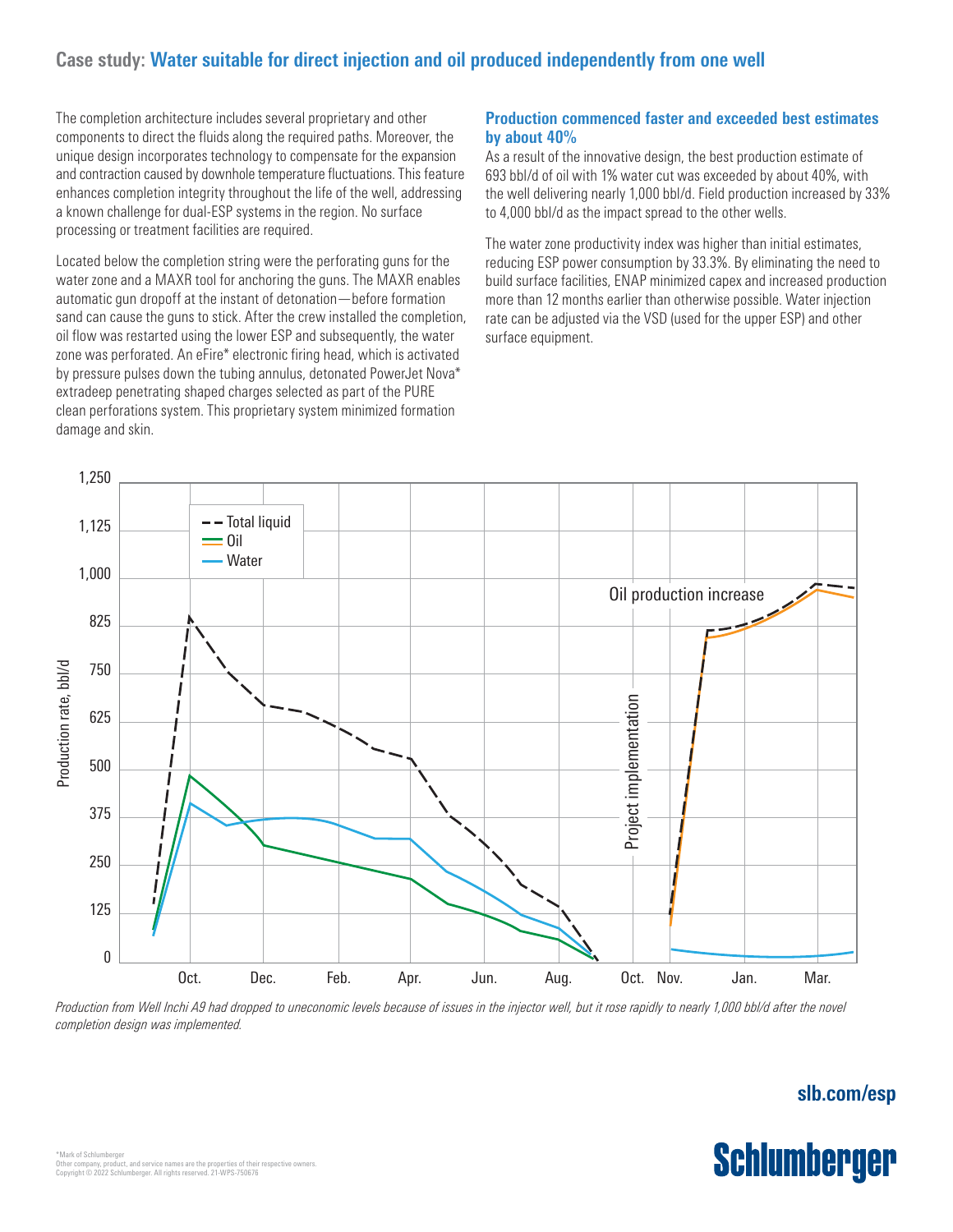## Case study: Water suitable for direct injection and oil produced independently from one well

The completion architecture includes several proprietary and other components to direct the fluids along the required paths. Moreover, the unique design incorporates technology to compensate for the expansion and contraction caused by downhole temperature fluctuations. This feature enhances completion integrity throughout the life of the well, addressing a known challenge for dual-ESP systems in the region. No surface processing or treatment facilities are required.

Located below the completion string were the perforating guns for the water zone and a MAXR tool for anchoring the guns. The MAXR enables automatic gun dropoff at the instant of detonation—before formation sand can cause the guns to stick. After the crew installed the completion, oil flow was restarted using the lower ESP and subsequently, the water zone was perforated. An eFire* electronic firing head, which is activated by pressure pulses down the tubing annulus, detonated PowerJet Nova* extradeep penetrating shaped charges selected as part of the PURE clean perforations system. This proprietary system minimized formation damage and skin.

### Production commenced faster and exceeded best estimates by about 40%

As a result of the innovative design, the best production estimate of 693 bbl/d of oil with 1% water cut was exceeded by about 40%, with the well delivering nearly 1,000 bbl/d. Field production increased by 33% to 4,000 bbl/d as the impact spread to the other wells.

The water zone productivity index was higher than initial estimates, reducing ESP power consumption by 33.3%. By eliminating the need to build surface facilities, ENAP minimized capex and increased production more than 12 months earlier than otherwise possible. Water injection rate can be adjusted via the VSD (used for the upper ESP) and other surface equipment.

Production rate, bbl/d
1,250
1,125
1,000
825
750
625
500
375
250
125
0
Oct. Dec. Feb. Apr. Jun. Aug. Oct. Nov. Jan. Mar.
Total liquid
Oil
Water
Project implementation
Oil production increase

*Production from Well Inchi A9 had dropped to uneconomic levels because of issues in the injector well, but it rose rapidly to nearly 1,000 bbl/d after the novel completion design was implemented.*

slb.com/esp

*Mark of Schlumberger
Other company, product, and service names are the properties of their respective owners.
Copyright © 2022 Schlumberger. All rights reserved. 21-WPS-750676